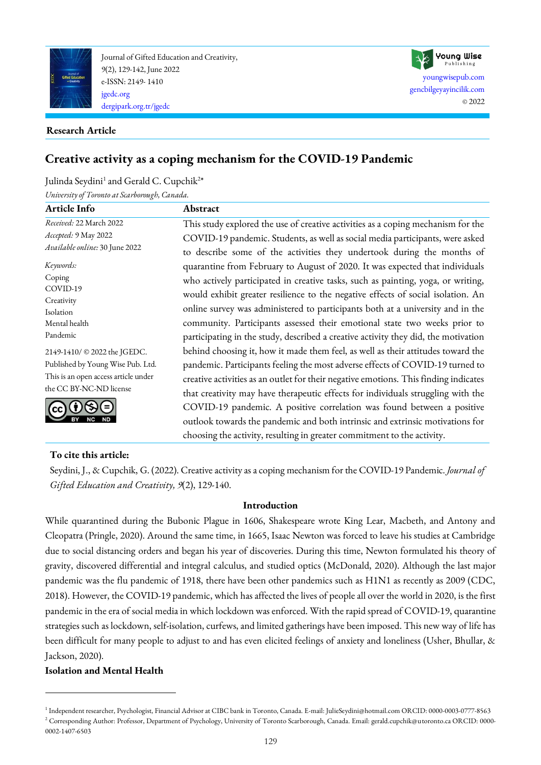Research Article

# Creative activity as a coping mechanism for the COVID-19 Pandemic

Julinda Seydini[1] and Gerald C. Cupchik[2]*

*University of Toronto at Scarborough, Canada.*

| Article Info | Abstract |
|---|---|
| *Received:* 22 March 2022<br>*Accepted:* 9 May 2022<br>*Available online:* 30 June 2022<br><br>*Keywords:*<br>Coping<br>COVID-19<br>Creativity<br>Isolation<br>Mental health<br>Pandemic<br><br>2149-1410/ © 2022 the JGEDC. Published by Young Wise Pub. Ltd. This is an open access article under the CC BY-NC-ND license | This study explored the use of creative activities as a coping mechanism for the COVID-19 pandemic. Students, as well as social media participants, were asked to describe some of the activities they undertook during the months of quarantine from February to August of 2020. It was expected that individuals who actively participated in creative tasks, such as painting, yoga, or writing, would exhibit greater resilience to the negative effects of social isolation. An online survey was administered to participants both at a university and in the community. Participants assessed their emotional state two weeks prior to participating in the study, described a creative activity they did, the motivation behind choosing it, how it made them feel, as well as their attitudes toward the pandemic. Participants feeling the most adverse effects of COVID-19 turned to creative activities as an outlet for their negative emotions. This finding indicates that creativity may have therapeutic effects for individuals struggling with the COVID-19 pandemic. A positive correlation was found between a positive outlook towards the pandemic and both intrinsic and extrinsic motivations for choosing the activity, resulting in greater commitment to the activity. |

**To cite this article:**

Seydini, J., & Cupchik, G. (2022). Creative activity as a coping mechanism for the COVID-19 Pandemic. *Journal of Gifted Education and Creativity, 9*(2), 129-140.

## Introduction

While quarantined during the Bubonic Plague in 1606, Shakespeare wrote King Lear, Macbeth, and Antony and Cleopatra (Pringle, 2020). Around the same time, in 1665, Isaac Newton was forced to leave his studies at Cambridge due to social distancing orders and began his year of discoveries. During this time, Newton formulated his theory of gravity, discovered differential and integral calculus, and studied optics (McDonald, 2020). Although the last major pandemic was the flu pandemic of 1918, there have been other pandemics such as H1N1 as recently as 2009 (CDC, 2018). However, the COVID-19 pandemic, which has affected the lives of people all over the world in 2020, is the first pandemic in the era of social media in which lockdown was enforced. With the rapid spread of COVID-19, quarantine strategies such as lockdown, self-isolation, curfews, and limited gatherings have been imposed. This new way of life has been difficult for many people to adjust to and has even elicited feelings of anxiety and loneliness (Usher, Bhullar, & Jackson, 2020).

### Isolation and Mental Health

[1] Independent researcher, Psychologist, Financial Advisor at CIBC bank in Toronto, Canada. E-mail: JulieSeydini@hotmail.com ORCID: 0000-0003-0777-8563

[2] Corresponding Author: Professor, Department of Psychology, University of Toronto Scarborough, Canada. Email: gerald.cupchik@utoronto.ca ORCID: 0000-0002-1407-6503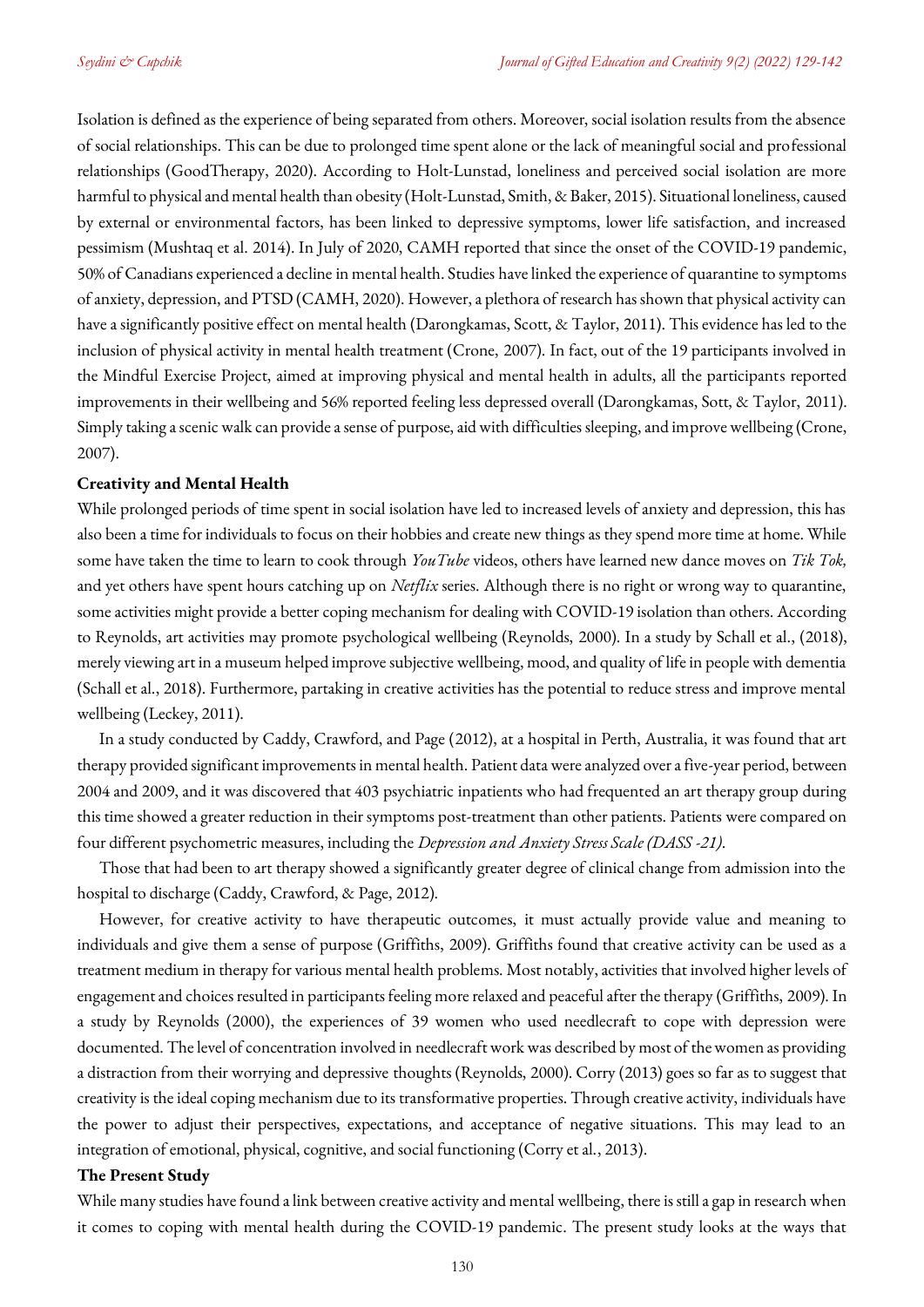Isolation is defined as the experience of being separated from others. Moreover, social isolation results from the absence of social relationships. This can be due to prolonged time spent alone or the lack of meaningful social and professional relationships (GoodTherapy, 2020). According to Holt-Lunstad, loneliness and perceived social isolation are more harmful to physical and mental health than obesity (Holt-Lunstad, Smith, & Baker, 2015). Situational loneliness, caused by external or environmental factors, has been linked to depressive symptoms, lower life satisfaction, and increased pessimism (Mushtaq et al. 2014). In July of 2020, CAMH reported that since the onset of the COVID-19 pandemic, 50% of Canadians experienced a decline in mental health. Studies have linked the experience of quarantine to symptoms of anxiety, depression, and PTSD (CAMH, 2020). However, a plethora of research has shown that physical activity can have a significantly positive effect on mental health (Darongkamas, Scott, & Taylor, 2011). This evidence has led to the inclusion of physical activity in mental health treatment (Crone, 2007). In fact, out of the 19 participants involved in the Mindful Exercise Project, aimed at improving physical and mental health in adults, all the participants reported improvements in their wellbeing and 56% reported feeling less depressed overall (Darongkamas, Sott, & Taylor, 2011). Simply taking a scenic walk can provide a sense of purpose, aid with difficulties sleeping, and improve wellbeing (Crone, 2007).

**Creativity and Mental Health**

While prolonged periods of time spent in social isolation have led to increased levels of anxiety and depression, this has also been a time for individuals to focus on their hobbies and create new things as they spend more time at home. While some have taken the time to learn to cook through *YouTube* videos, others have learned new dance moves on *Tik Tok,* and yet others have spent hours catching up on *Netflix* series. Although there is no right or wrong way to quarantine, some activities might provide a better coping mechanism for dealing with COVID-19 isolation than others. According to Reynolds, art activities may promote psychological wellbeing (Reynolds, 2000). In a study by Schall et al., (2018), merely viewing art in a museum helped improve subjective wellbeing, mood, and quality of life in people with dementia (Schall et al., 2018). Furthermore, partaking in creative activities has the potential to reduce stress and improve mental wellbeing (Leckey, 2011).

In a study conducted by Caddy, Crawford, and Page (2012), at a hospital in Perth, Australia, it was found that art therapy provided significant improvements in mental health. Patient data were analyzed over a five-year period, between 2004 and 2009, and it was discovered that 403 psychiatric inpatients who had frequented an art therapy group during this time showed a greater reduction in their symptoms post-treatment than other patients. Patients were compared on four different psychometric measures, including the *Depression and Anxiety Stress Scale (DASS -21).*

Those that had been to art therapy showed a significantly greater degree of clinical change from admission into the hospital to discharge (Caddy, Crawford, & Page, 2012).

However, for creative activity to have therapeutic outcomes, it must actually provide value and meaning to individuals and give them a sense of purpose (Griffiths, 2009). Griffiths found that creative activity can be used as a treatment medium in therapy for various mental health problems. Most notably, activities that involved higher levels of engagement and choices resulted in participants feeling more relaxed and peaceful after the therapy (Griffiths, 2009). In a study by Reynolds (2000), the experiences of 39 women who used needlecraft to cope with depression were documented. The level of concentration involved in needlecraft work was described by most of the women as providing a distraction from their worrying and depressive thoughts (Reynolds, 2000). Corry (2013) goes so far as to suggest that creativity is the ideal coping mechanism due to its transformative properties. Through creative activity, individuals have the power to adjust their perspectives, expectations, and acceptance of negative situations. This may lead to an integration of emotional, physical, cognitive, and social functioning (Corry et al., 2013).

**The Present Study**

While many studies have found a link between creative activity and mental wellbeing, there is still a gap in research when it comes to coping with mental health during the COVID-19 pandemic. The present study looks at the ways that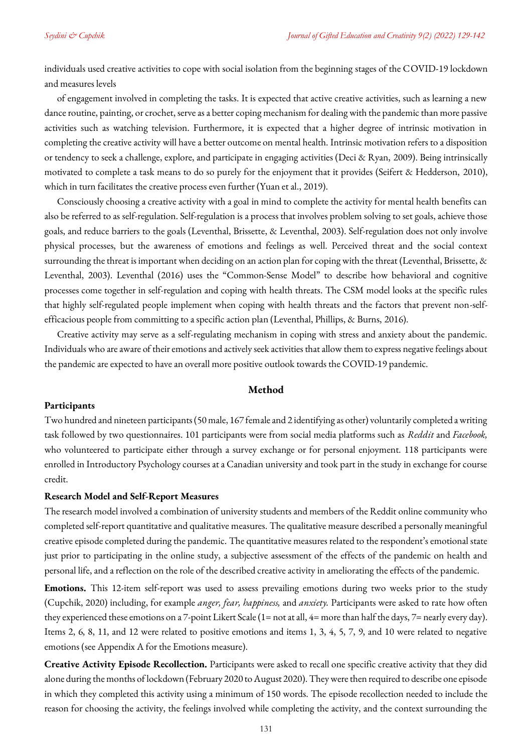individuals used creative activities to cope with social isolation from the beginning stages of the COVID-19 lockdown and measures levels

of engagement involved in completing the tasks. It is expected that active creative activities, such as learning a new dance routine, painting, or crochet, serve as a better coping mechanism for dealing with the pandemic than more passive activities such as watching television. Furthermore, it is expected that a higher degree of intrinsic motivation in completing the creative activity will have a better outcome on mental health. Intrinsic motivation refers to a disposition or tendency to seek a challenge, explore, and participate in engaging activities (Deci & Ryan, 2009). Being intrinsically motivated to complete a task means to do so purely for the enjoyment that it provides (Seifert & Hedderson, 2010), which in turn facilitates the creative process even further (Yuan et al., 2019).

Consciously choosing a creative activity with a goal in mind to complete the activity for mental health benefits can also be referred to as self-regulation. Self-regulation is a process that involves problem solving to set goals, achieve those goals, and reduce barriers to the goals (Leventhal, Brissette, & Leventhal, 2003). Self-regulation does not only involve physical processes, but the awareness of emotions and feelings as well. Perceived threat and the social context surrounding the threat is important when deciding on an action plan for coping with the threat (Leventhal, Brissette, & Leventhal, 2003). Leventhal (2016) uses the "Common-Sense Model" to describe how behavioral and cognitive processes come together in self-regulation and coping with health threats. The CSM model looks at the specific rules that highly self-regulated people implement when coping with health threats and the factors that prevent non-self-efficacious people from committing to a specific action plan (Leventhal, Phillips, & Burns, 2016).

Creative activity may serve as a self-regulating mechanism in coping with stress and anxiety about the pandemic. Individuals who are aware of their emotions and actively seek activities that allow them to express negative feelings about the pandemic are expected to have an overall more positive outlook towards the COVID-19 pandemic.

## Method

### Participants

Two hundred and nineteen participants (50 male, 167 female and 2 identifying as other) voluntarily completed a writing task followed by two questionnaires. 101 participants were from social media platforms such as *Reddit* and *Facebook,* who volunteered to participate either through a survey exchange or for personal enjoyment. 118 participants were enrolled in Introductory Psychology courses at a Canadian university and took part in the study in exchange for course credit.

### Research Model and Self-Report Measures

The research model involved a combination of university students and members of the Reddit online community who completed self-report quantitative and qualitative measures. The qualitative measure described a personally meaningful creative episode completed during the pandemic. The quantitative measures related to the respondent's emotional state just prior to participating in the online study, a subjective assessment of the effects of the pandemic on health and personal life, and a reflection on the role of the described creative activity in ameliorating the effects of the pandemic.

**Emotions.** This 12-item self-report was used to assess prevailing emotions during two weeks prior to the study (Cupchik, 2020) including, for example *anger, fear, happiness,* and *anxiety.* Participants were asked to rate how often they experienced these emotions on a 7-point Likert Scale (1= not at all, 4= more than half the days, 7= nearly every day). Items 2, 6, 8, 11, and 12 were related to positive emotions and items 1, 3, 4, 5, 7, 9, and 10 were related to negative emotions (see Appendix A for the Emotions measure).

**Creative Activity Episode Recollection.** Participants were asked to recall one specific creative activity that they did alone during the months of lockdown (February 2020 to August 2020). They were then required to describe one episode in which they completed this activity using a minimum of 150 words. The episode recollection needed to include the reason for choosing the activity, the feelings involved while completing the activity, and the context surrounding the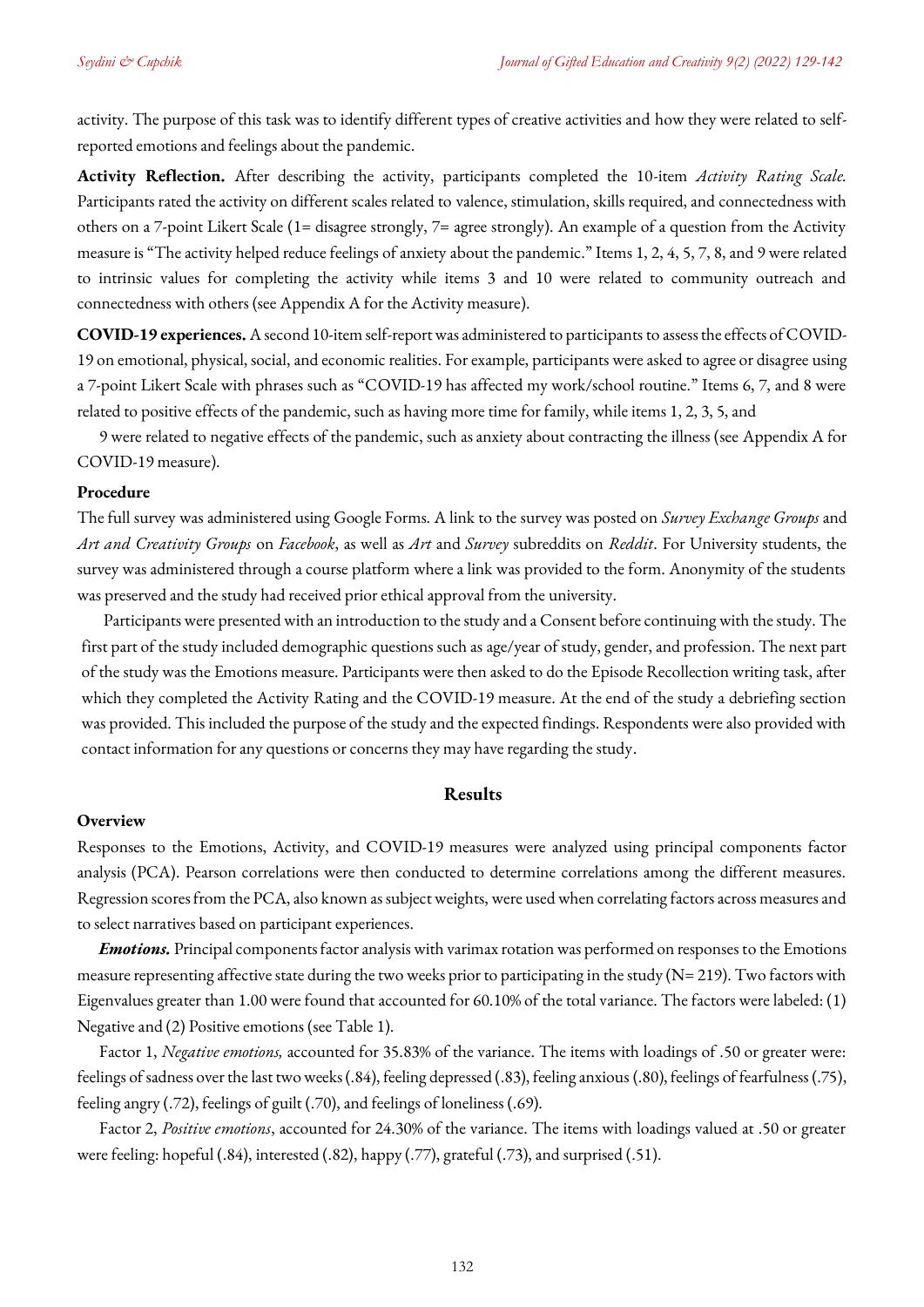activity. The purpose of this task was to identify different types of creative activities and how they were related to self-reported emotions and feelings about the pandemic.

**Activity Reflection.** After describing the activity, participants completed the 10-item *Activity Rating Scale*. Participants rated the activity on different scales related to valence, stimulation, skills required, and connectedness with others on a 7-point Likert Scale (1= disagree strongly, 7= agree strongly). An example of a question from the Activity measure is "The activity helped reduce feelings of anxiety about the pandemic." Items 1, 2, 4, 5, 7, 8, and 9 were related to intrinsic values for completing the activity while items 3 and 10 were related to community outreach and connectedness with others (see Appendix A for the Activity measure).

**COVID-19 experiences.** A second 10-item self-report was administered to participants to assess the effects of COVID-19 on emotional, physical, social, and economic realities. For example, participants were asked to agree or disagree using a 7-point Likert Scale with phrases such as "COVID-19 has affected my work/school routine." Items 6, 7, and 8 were related to positive effects of the pandemic, such as having more time for family, while items 1, 2, 3, 5, and 9 were related to negative effects of the pandemic, such as anxiety about contracting the illness (see Appendix A for COVID-19 measure).

### Procedure

The full survey was administered using Google Forms. A link to the survey was posted on *Survey Exchange Groups* and *Art and Creativity Groups* on *Facebook*, as well as *Art* and *Survey* subreddits on *Reddit*. For University students, the survey was administered through a course platform where a link was provided to the form. Anonymity of the students was preserved and the study had received prior ethical approval from the university.

Participants were presented with an introduction to the study and a Consent before continuing with the study. The first part of the study included demographic questions such as age/year of study, gender, and profession. The next part of the study was the Emotions measure. Participants were then asked to do the Episode Recollection writing task, after which they completed the Activity Rating and the COVID-19 measure. At the end of the study a debriefing section was provided. This included the purpose of the study and the expected findings. Respondents were also provided with contact information for any questions or concerns they may have regarding the study.

## Results

### Overview

Responses to the Emotions, Activity, and COVID-19 measures were analyzed using principal components factor analysis (PCA). Pearson correlations were then conducted to determine correlations among the different measures. Regression scores from the PCA, also known as subject weights, were used when correlating factors across measures and to select narratives based on participant experiences.

***Emotions.*** Principal components factor analysis with varimax rotation was performed on responses to the Emotions measure representing affective state during the two weeks prior to participating in the study (N= 219). Two factors with Eigenvalues greater than 1.00 were found that accounted for 60.10% of the total variance. The factors were labeled: (1) Negative and (2) Positive emotions (see Table 1).

Factor 1, *Negative emotions,* accounted for 35.83% of the variance. The items with loadings of .50 or greater were: feelings of sadness over the last two weeks (.84), feeling depressed (.83), feeling anxious (.80), feelings of fearfulness (.75), feeling angry (.72), feelings of guilt (.70), and feelings of loneliness (.69).

Factor 2, *Positive emotions*, accounted for 24.30% of the variance. The items with loadings valued at .50 or greater were feeling: hopeful (.84), interested (.82), happy (.77), grateful (.73), and surprised (.51).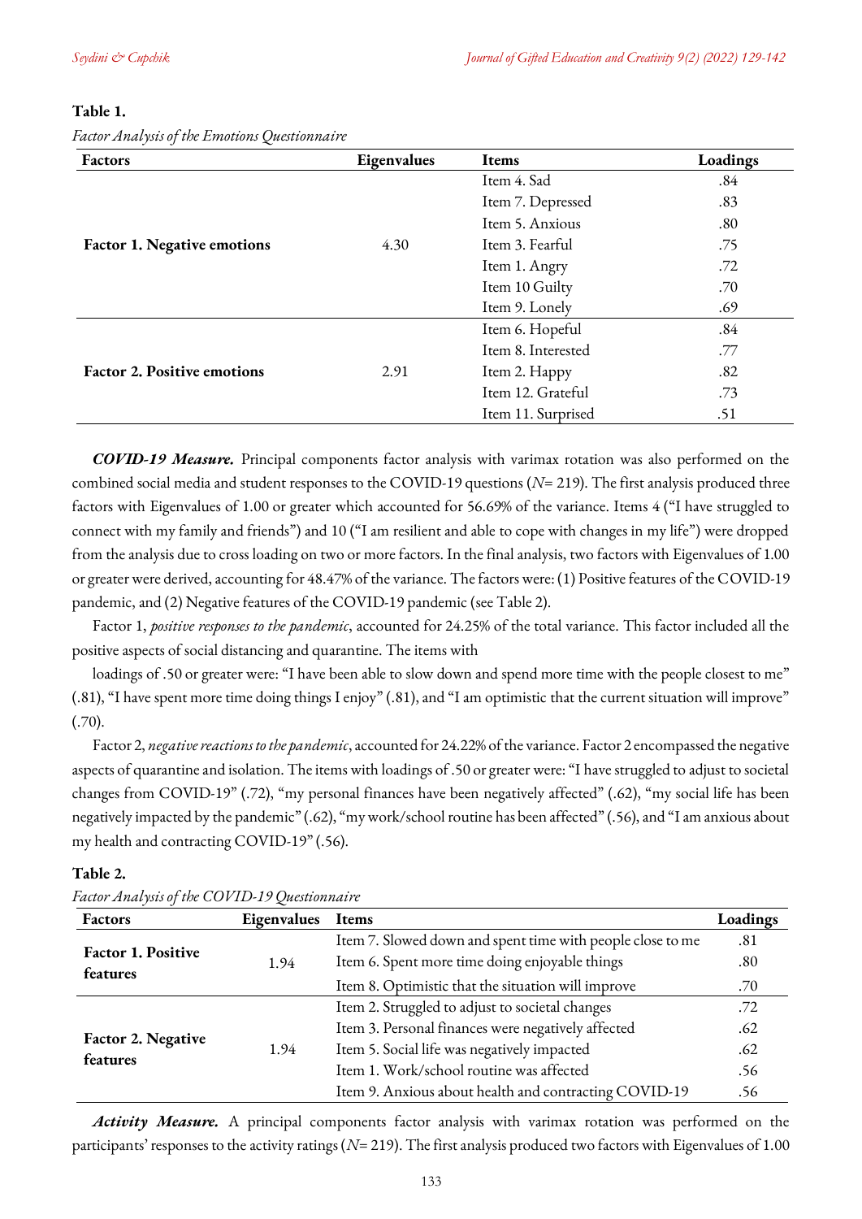**Table 1.**

*Factor Analysis of the Emotions Questionnaire*

| Factors | Eigenvalues | Items | Loadings |
|---|---|---|---|
| **Factor 1. Negative emotions** | 4.30 | Item 4. Sad | .84 |
| | | Item 7. Depressed | .83 |
| | | Item 5. Anxious | .80 |
| | | Item 3. Fearful | .75 |
| | | Item 1. Angry | .72 |
| | | Item 10 Guilty | .70 |
| | | Item 9. Lonely | .69 |
| **Factor 2. Positive emotions** | 2.91 | Item 6. Hopeful | .84 |
| | | Item 8. Interested | .77 |
| | | Item 2. Happy | .82 |
| | | Item 12. Grateful | .73 |
| | | Item 11. Surprised | .51 |

***COVID-19 Measure.*** Principal components factor analysis with varimax rotation was also performed on the combined social media and student responses to the COVID-19 questions ($N$= 219). The first analysis produced three factors with Eigenvalues of 1.00 or greater which accounted for 56.69% of the variance. Items 4 ("I have struggled to connect with my family and friends") and 10 ("I am resilient and able to cope with changes in my life") were dropped from the analysis due to cross loading on two or more factors. In the final analysis, two factors with Eigenvalues of 1.00 or greater were derived, accounting for 48.47% of the variance. The factors were: (1) Positive features of the COVID-19 pandemic, and (2) Negative features of the COVID-19 pandemic (see Table 2).

Factor 1, *positive responses to the pandemic*, accounted for 24.25% of the total variance. This factor included all the positive aspects of social distancing and quarantine. The items with

loadings of .50 or greater were: "I have been able to slow down and spend more time with the people closest to me" (.81), "I have spent more time doing things I enjoy" (.81), and "I am optimistic that the current situation will improve" (.70).

Factor 2, *negative reactions to the pandemic*, accounted for 24.22% of the variance. Factor 2 encompassed the negative aspects of quarantine and isolation. The items with loadings of .50 or greater were: "I have struggled to adjust to societal changes from COVID-19" (.72), "my personal finances have been negatively affected" (.62), "my social life has been negatively impacted by the pandemic" (.62), "my work/school routine has been affected" (.56), and "I am anxious about my health and contracting COVID-19" (.56).

**Table 2.**

*Factor Analysis of the COVID-19 Questionnaire*

| Factors | Eigenvalues | Items | Loadings |
|---|---|---|---|
| **Factor 1. Positive features** | 1.94 | Item 7. Slowed down and spent time with people close to me | .81 |
| | | Item 6. Spent more time doing enjoyable things | .80 |
| | | Item 8. Optimistic that the situation will improve | .70 |
| **Factor 2. Negative features** | 1.94 | Item 2. Struggled to adjust to societal changes | .72 |
| | | Item 3. Personal finances were negatively affected | .62 |
| | | Item 5. Social life was negatively impacted | .62 |
| | | Item 1. Work/school routine was affected | .56 |
| | | Item 9. Anxious about health and contracting COVID-19 | .56 |

***Activity Measure.*** A principal components factor analysis with varimax rotation was performed on the participants' responses to the activity ratings ($N$= 219). The first analysis produced two factors with Eigenvalues of 1.00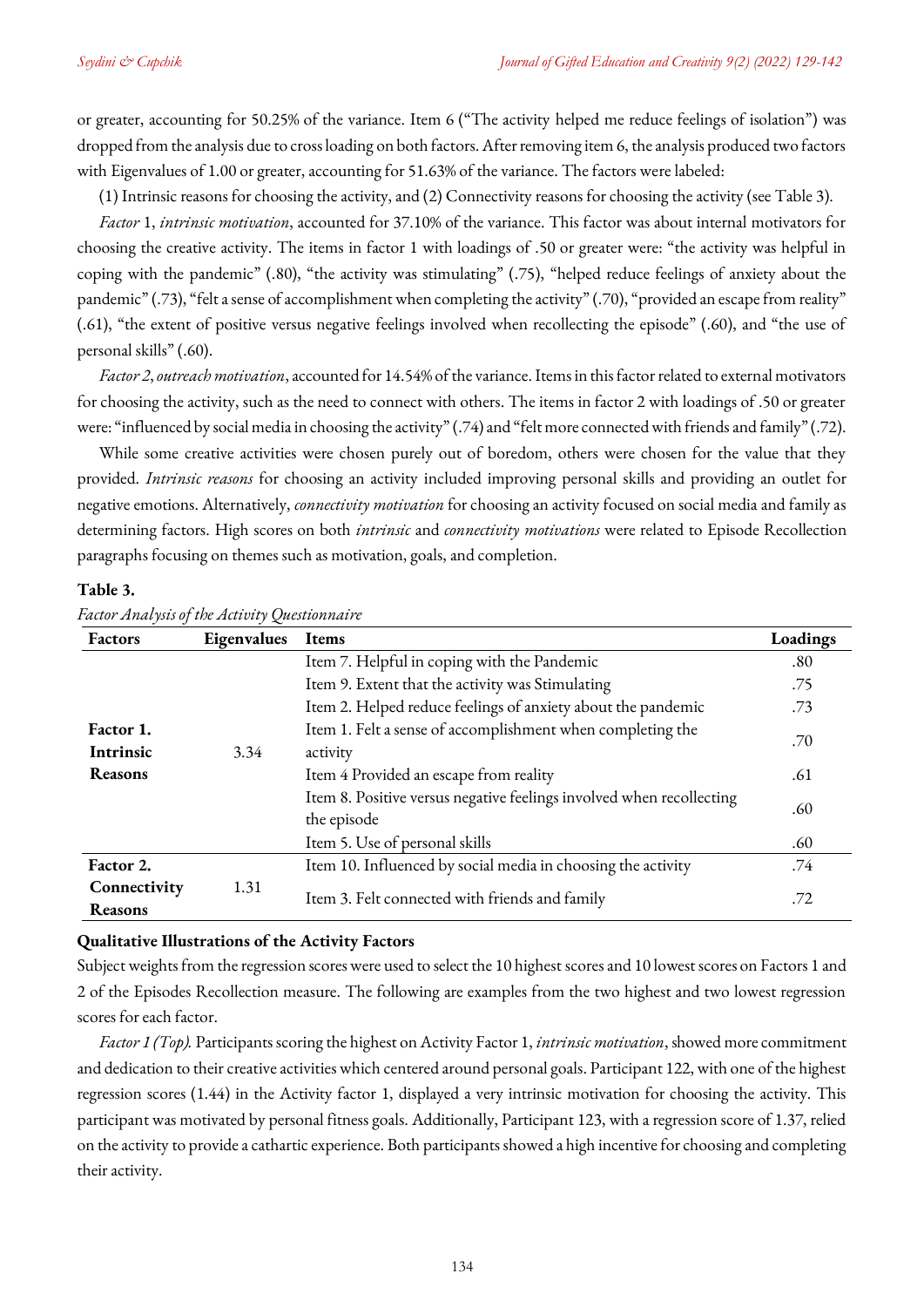or greater, accounting for 50.25% of the variance. Item 6 ("The activity helped me reduce feelings of isolation") was dropped from the analysis due to cross loading on both factors. After removing item 6, the analysis produced two factors with Eigenvalues of 1.00 or greater, accounting for 51.63% of the variance. The factors were labeled:

(1) Intrinsic reasons for choosing the activity, and (2) Connectivity reasons for choosing the activity (see Table 3).

*Factor* 1, *intrinsic motivation*, accounted for 37.10% of the variance. This factor was about internal motivators for choosing the creative activity. The items in factor 1 with loadings of .50 or greater were: "the activity was helpful in coping with the pandemic" (.80), "the activity was stimulating" (.75), "helped reduce feelings of anxiety about the pandemic" (.73), "felt a sense of accomplishment when completing the activity" (.70), "provided an escape from reality" (.61), "the extent of positive versus negative feelings involved when recollecting the episode" (.60), and "the use of personal skills" (.60).

*Factor 2*, *outreach motivation*, accounted for 14.54% of the variance. Items in this factor related to external motivators for choosing the activity, such as the need to connect with others. The items in factor 2 with loadings of .50 or greater were: "influenced by social media in choosing the activity" (.74) and "felt more connected with friends and family" (.72).

While some creative activities were chosen purely out of boredom, others were chosen for the value that they provided. *Intrinsic reasons* for choosing an activity included improving personal skills and providing an outlet for negative emotions. Alternatively, *connectivity motivation* for choosing an activity focused on social media and family as determining factors. High scores on both *intrinsic* and *connectivity motivations* were related to Episode Recollection paragraphs focusing on themes such as motivation, goals, and completion.

**Table 3.**

*Factor Analysis of the Activity Questionnaire*

| Factors | Eigenvalues | Items | Loadings |
|---|---|---|---|
| **Factor 1. Intrinsic Reasons** | 3.34 | Item 7. Helpful in coping with the Pandemic | .80 |
| | | Item 9. Extent that the activity was Stimulating | .75 |
| | | Item 2. Helped reduce feelings of anxiety about the pandemic | .73 |
| | | Item 1. Felt a sense of accomplishment when completing the activity | .70 |
| | | Item 4 Provided an escape from reality | .61 |
| | | Item 8. Positive versus negative feelings involved when recollecting the episode | .60 |
| | | Item 5. Use of personal skills | .60 |
| **Factor 2. Connectivity Reasons** | 1.31 | Item 10. Influenced by social media in choosing the activity | .74 |
| | | Item 3. Felt connected with friends and family | .72 |

**Qualitative Illustrations of the Activity Factors**

Subject weights from the regression scores were used to select the 10 highest scores and 10 lowest scores on Factors 1 and 2 of the Episodes Recollection measure. The following are examples from the two highest and two lowest regression scores for each factor.

*Factor 1 (Top).* Participants scoring the highest on Activity Factor 1, *intrinsic motivation*, showed more commitment and dedication to their creative activities which centered around personal goals. Participant 122, with one of the highest regression scores (1.44) in the Activity factor 1, displayed a very intrinsic motivation for choosing the activity. This participant was motivated by personal fitness goals. Additionally, Participant 123, with a regression score of 1.37, relied on the activity to provide a cathartic experience. Both participants showed a high incentive for choosing and completing their activity.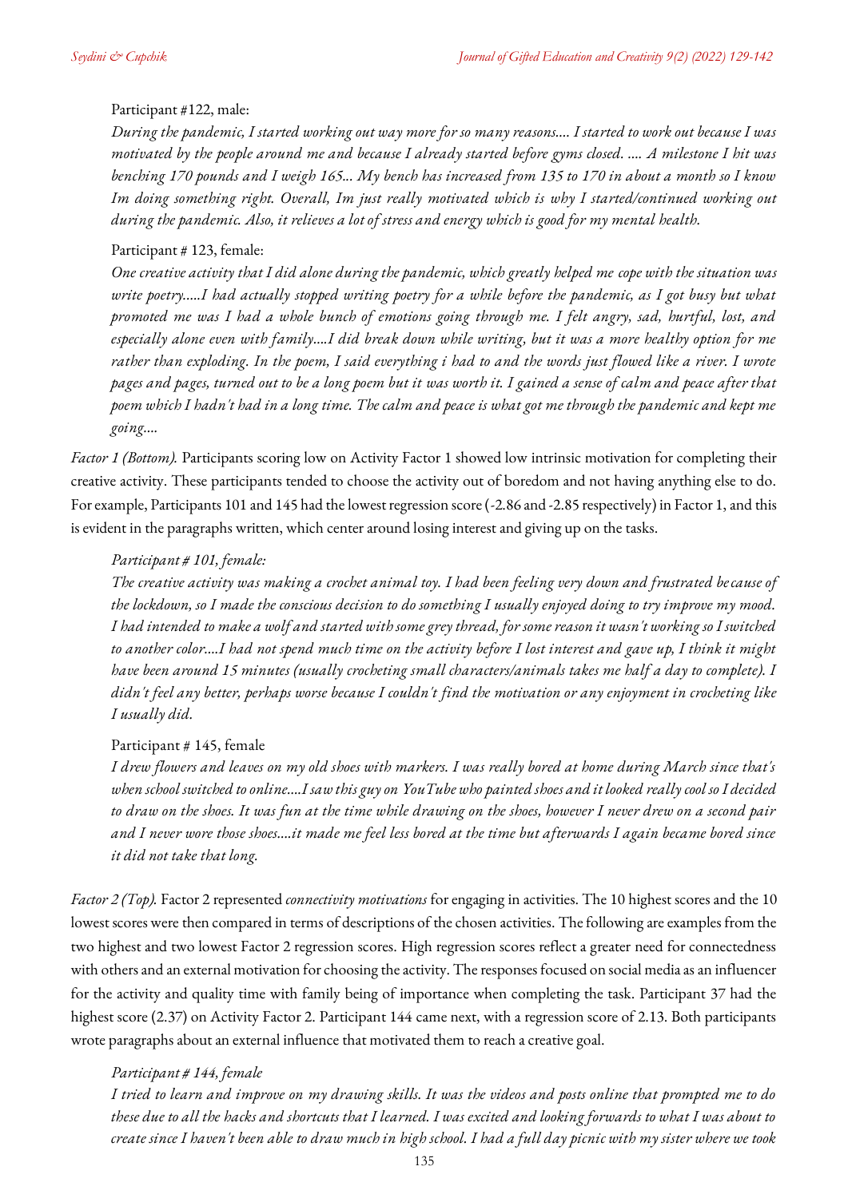Participant #122, male:

*During the pandemic, I started working out way more for so many reasons.... I started to work out because I was motivated by the people around me and because I already started before gyms closed. .... A milestone I hit was benching 170 pounds and I weigh 165... My bench has increased from 135 to 170 in about a month so I know Im doing something right. Overall, Im just really motivated which is why I started/continued working out during the pandemic. Also, it relieves a lot of stress and energy which is good for my mental health.*

Participant # 123, female:

*One creative activity that I did alone during the pandemic, which greatly helped me cope with the situation was write poetry.....I had actually stopped writing poetry for a while before the pandemic, as I got busy but what promoted me was I had a whole bunch of emotions going through me. I felt angry, sad, hurtful, lost, and especially alone even with family....I did break down while writing, but it was a more healthy option for me rather than exploding. In the poem, I said everything i had to and the words just flowed like a river. I wrote pages and pages, turned out to be a long poem but it was worth it. I gained a sense of calm and peace after that poem which I hadn't had in a long time. The calm and peace is what got me through the pandemic and kept me going....*

*Factor 1 (Bottom).* Participants scoring low on Activity Factor 1 showed low intrinsic motivation for completing their creative activity. These participants tended to choose the activity out of boredom and not having anything else to do. For example, Participants 101 and 145 had the lowest regression score (-2.86 and -2.85 respectively) in Factor 1, and this is evident in the paragraphs written, which center around losing interest and giving up on the tasks.

*Participant # 101, female:*

*The creative activity was making a crochet animal toy. I had been feeling very down and frustrated because of the lockdown, so I made the conscious decision to do something I usually enjoyed doing to try improve my mood. I had intended to make a wolf and started with some grey thread, for some reason it wasn't working so I switched to another color....I had not spend much time on the activity before I lost interest and gave up, I think it might have been around 15 minutes (usually crocheting small characters/animals takes me half a day to complete). I didn't feel any better, perhaps worse because I couldn't find the motivation or any enjoyment in crocheting like I usually did.*

Participant # 145, female

*I drew flowers and leaves on my old shoes with markers. I was really bored at home during March since that's when school switched to online....I saw this guy on YouTube who painted shoes and it looked really cool so I decided to draw on the shoes. It was fun at the time while drawing on the shoes, however I never drew on a second pair and I never wore those shoes....it made me feel less bored at the time but afterwards I again became bored since it did not take that long.*

*Factor 2 (Top).* Factor 2 represented *connectivity motivations* for engaging in activities. The 10 highest scores and the 10 lowest scores were then compared in terms of descriptions of the chosen activities. The following are examples from the two highest and two lowest Factor 2 regression scores. High regression scores reflect a greater need for connectedness with others and an external motivation for choosing the activity. The responses focused on social media as an influencer for the activity and quality time with family being of importance when completing the task. Participant 37 had the highest score (2.37) on Activity Factor 2. Participant 144 came next, with a regression score of 2.13. Both participants wrote paragraphs about an external influence that motivated them to reach a creative goal.

*Participant # 144, female*

*I tried to learn and improve on my drawing skills. It was the videos and posts online that prompted me to do these due to all the hacks and shortcuts that I learned. I was excited and looking forwards to what I was about to create since I haven't been able to draw much in high school. I had a full day picnic with my sister where we took*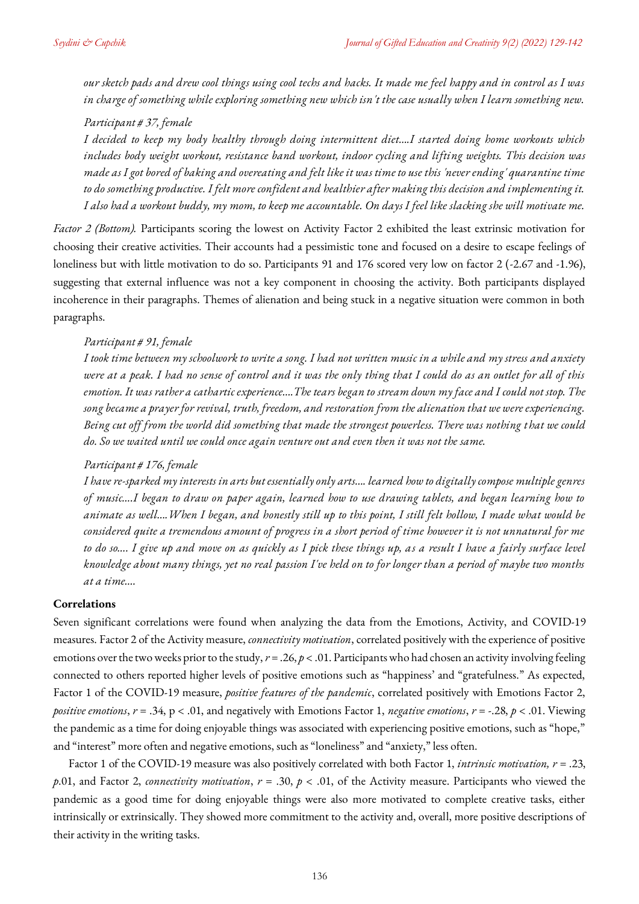*our sketch pads and drew cool things using cool techs and hacks. It made me feel happy and in control as I was in charge of something while exploring something new which isn't the case usually when I learn something new.*

*Participant # 37, female*

*I decided to keep my body healthy through doing intermittent diet....I started doing home workouts which includes body weight workout, resistance band workout, indoor cycling and lifting weights. This decision was made as I got bored of baking and overeating and felt like it was time to use this 'never ending' quarantine time to do something productive. I felt more confident and healthier after making this decision and implementing it. I also had a workout buddy, my mom, to keep me accountable. On days I feel like slacking she will motivate me.*

*Factor 2 (Bottom).* Participants scoring the lowest on Activity Factor 2 exhibited the least extrinsic motivation for choosing their creative activities. Their accounts had a pessimistic tone and focused on a desire to escape feelings of loneliness but with little motivation to do so. Participants 91 and 176 scored very low on factor 2 (-2.67 and -1.96), suggesting that external influence was not a key component in choosing the activity. Both participants displayed incoherence in their paragraphs. Themes of alienation and being stuck in a negative situation were common in both paragraphs.

*Participant # 91, female*

*I took time between my schoolwork to write a song. I had not written music in a while and my stress and anxiety were at a peak. I had no sense of control and it was the only thing that I could do as an outlet for all of this emotion. It was rather a cathartic experience....The tears began to stream down my face and I could not stop. The song became a prayer for revival, truth, freedom, and restoration from the alienation that we were experiencing. Being cut off from the world did something that made the strongest powerless. There was nothing that we could do. So we waited until we could once again venture out and even then it was not the same.*

*Participant # 176, female*

*I have re-sparked my interests in arts but essentially only arts.... learned how to digitally compose multiple genres of music....I began to draw on paper again, learned how to use drawing tablets, and began learning how to animate as well....When I began, and honestly still up to this point, I still felt hollow, I made what would be considered quite a tremendous amount of progress in a short period of time however it is not unnatural for me to do so.... I give up and move on as quickly as I pick these things up, as a result I have a fairly surface level knowledge about many things, yet no real passion I've held on to for longer than a period of maybe two months at a time....*

**Correlations**

Seven significant correlations were found when analyzing the data from the Emotions, Activity, and COVID-19 measures. Factor 2 of the Activity measure, *connectivity motivation*, correlated positively with the experience of positive emotions over the two weeks prior to the study, $r = .26$, $p < .01$. Participants who had chosen an activity involving feeling connected to others reported higher levels of positive emotions such as "happiness' and "gratefulness." As expected, Factor 1 of the COVID-19 measure, *positive features of the pandemic*, correlated positively with Emotions Factor 2, *positive emotions*, $r = .34$, $p < .01$, and negatively with Emotions Factor 1, *negative emotions*, $r = -.28$, $p < .01$. Viewing the pandemic as a time for doing enjoyable things was associated with experiencing positive emotions, such as "hope," and "interest" more often and negative emotions, such as "loneliness" and "anxiety," less often.

Factor 1 of the COVID-19 measure was also positively correlated with both Factor 1, *intrinsic motivation,* $r = .23$, $p$.01, and Factor 2, *connectivity motivation*, $r = .30$, $p < .01$, of the Activity measure. Participants who viewed the pandemic as a good time for doing enjoyable things were also more motivated to complete creative tasks, either intrinsically or extrinsically. They showed more commitment to the activity and, overall, more positive descriptions of their activity in the writing tasks.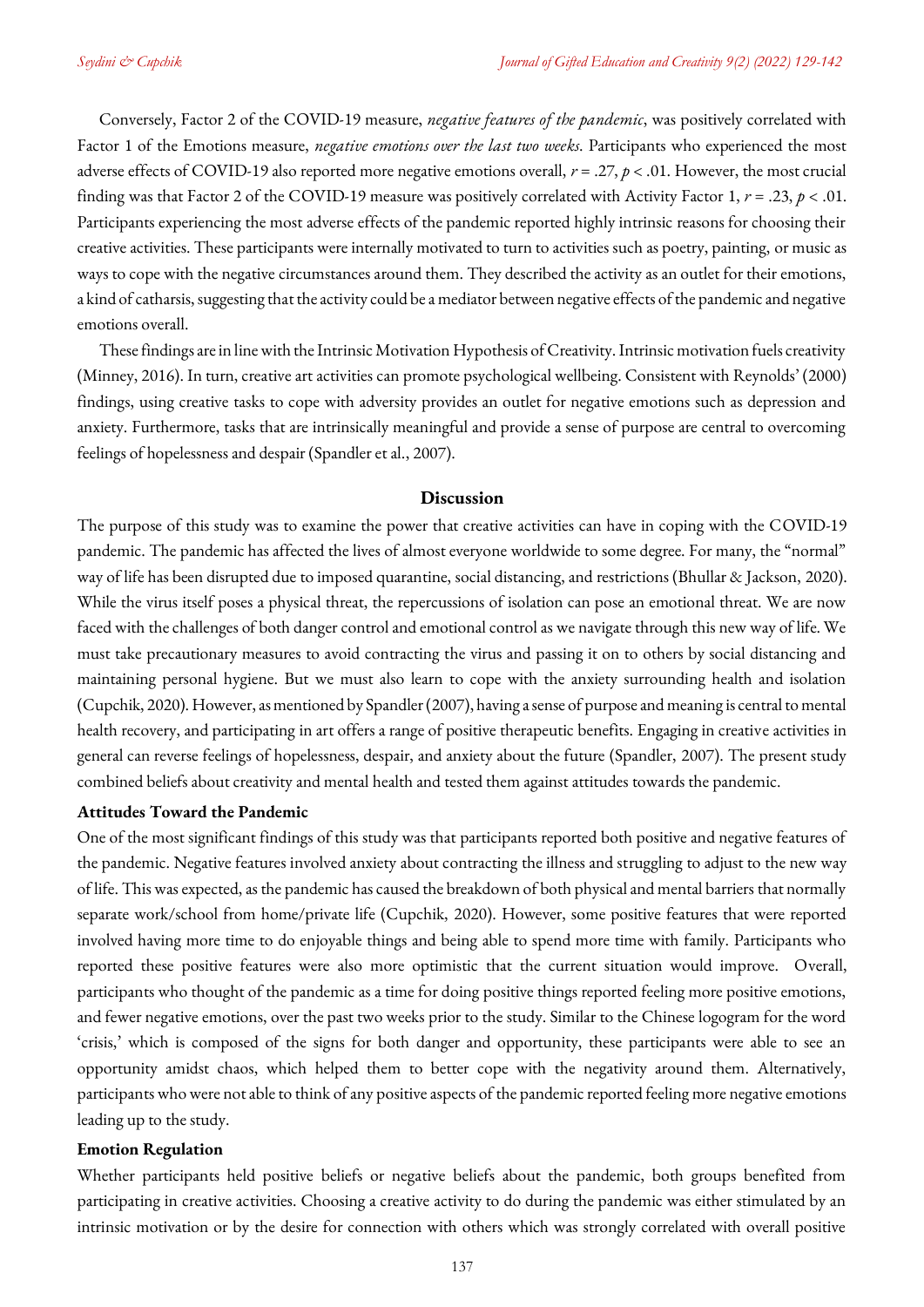Conversely, Factor 2 of the COVID-19 measure, *negative features of the pandemic*, was positively correlated with Factor 1 of the Emotions measure, *negative emotions over the last two weeks*. Participants who experienced the most adverse effects of COVID-19 also reported more negative emotions overall, $r = .27$, $p < .01$. However, the most crucial finding was that Factor 2 of the COVID-19 measure was positively correlated with Activity Factor 1, $r = .23$, $p < .01$. Participants experiencing the most adverse effects of the pandemic reported highly intrinsic reasons for choosing their creative activities. These participants were internally motivated to turn to activities such as poetry, painting, or music as ways to cope with the negative circumstances around them. They described the activity as an outlet for their emotions, a kind of catharsis, suggesting that the activity could be a mediator between negative effects of the pandemic and negative emotions overall.

These findings are in line with the Intrinsic Motivation Hypothesis of Creativity. Intrinsic motivation fuels creativity (Minney, 2016). In turn, creative art activities can promote psychological wellbeing. Consistent with Reynolds' (2000) findings, using creative tasks to cope with adversity provides an outlet for negative emotions such as depression and anxiety. Furthermore, tasks that are intrinsically meaningful and provide a sense of purpose are central to overcoming feelings of hopelessness and despair (Spandler et al., 2007).

## Discussion

The purpose of this study was to examine the power that creative activities can have in coping with the COVID-19 pandemic. The pandemic has affected the lives of almost everyone worldwide to some degree. For many, the "normal" way of life has been disrupted due to imposed quarantine, social distancing, and restrictions (Bhullar & Jackson, 2020). While the virus itself poses a physical threat, the repercussions of isolation can pose an emotional threat. We are now faced with the challenges of both danger control and emotional control as we navigate through this new way of life. We must take precautionary measures to avoid contracting the virus and passing it on to others by social distancing and maintaining personal hygiene. But we must also learn to cope with the anxiety surrounding health and isolation (Cupchik, 2020). However, as mentioned by Spandler (2007), having a sense of purpose and meaning is central to mental health recovery, and participating in art offers a range of positive therapeutic benefits. Engaging in creative activities in general can reverse feelings of hopelessness, despair, and anxiety about the future (Spandler, 2007). The present study combined beliefs about creativity and mental health and tested them against attitudes towards the pandemic.

### Attitudes Toward the Pandemic

One of the most significant findings of this study was that participants reported both positive and negative features of the pandemic. Negative features involved anxiety about contracting the illness and struggling to adjust to the new way of life. This was expected, as the pandemic has caused the breakdown of both physical and mental barriers that normally separate work/school from home/private life (Cupchik, 2020). However, some positive features that were reported involved having more time to do enjoyable things and being able to spend more time with family. Participants who reported these positive features were also more optimistic that the current situation would improve. Overall, participants who thought of the pandemic as a time for doing positive things reported feeling more positive emotions, and fewer negative emotions, over the past two weeks prior to the study. Similar to the Chinese logogram for the word 'crisis,' which is composed of the signs for both danger and opportunity, these participants were able to see an opportunity amidst chaos, which helped them to better cope with the negativity around them. Alternatively, participants who were not able to think of any positive aspects of the pandemic reported feeling more negative emotions leading up to the study.

### Emotion Regulation

Whether participants held positive beliefs or negative beliefs about the pandemic, both groups benefited from participating in creative activities. Choosing a creative activity to do during the pandemic was either stimulated by an intrinsic motivation or by the desire for connection with others which was strongly correlated with overall positive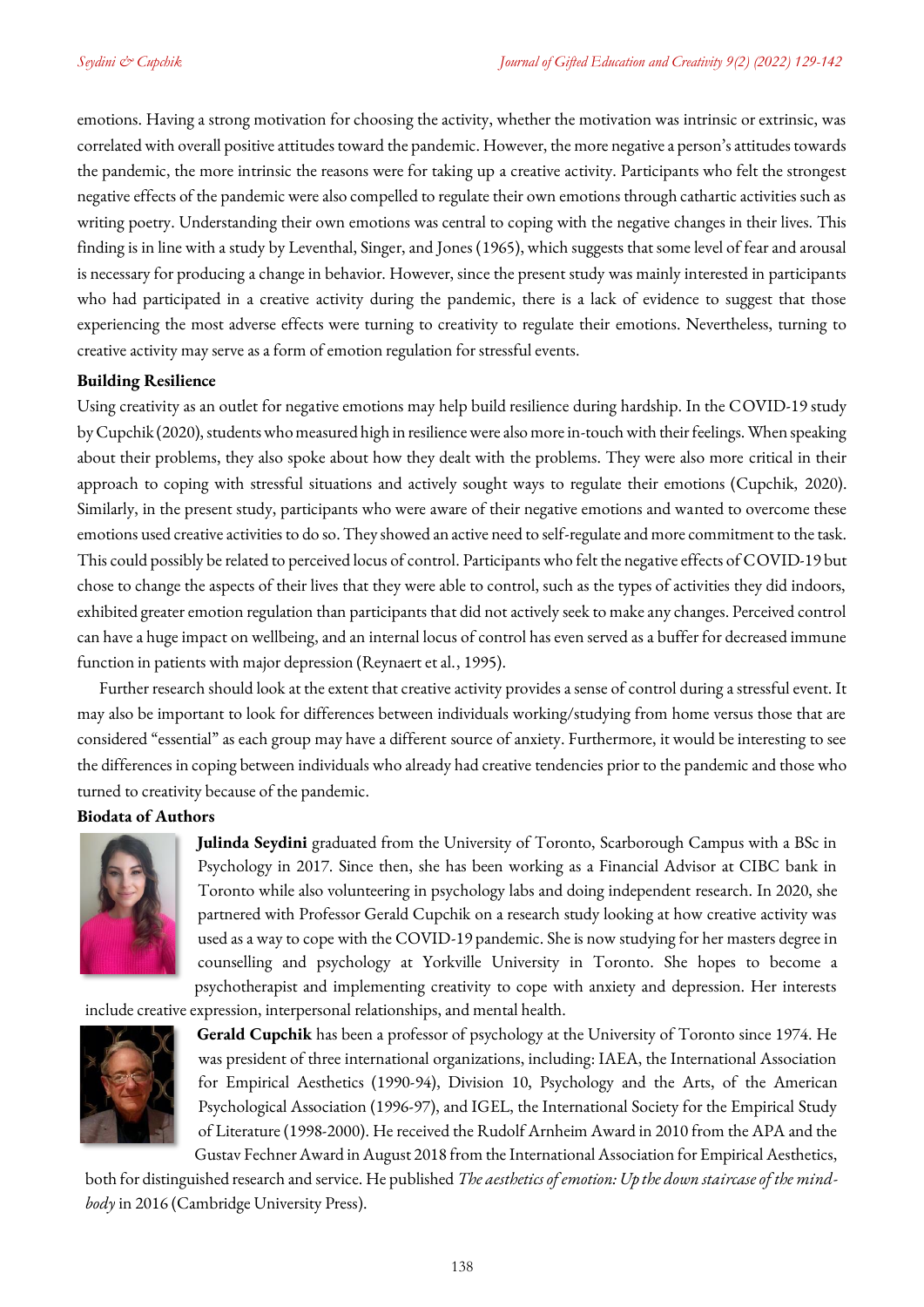emotions. Having a strong motivation for choosing the activity, whether the motivation was intrinsic or extrinsic, was correlated with overall positive attitudes toward the pandemic. However, the more negative a person's attitudes towards the pandemic, the more intrinsic the reasons were for taking up a creative activity. Participants who felt the strongest negative effects of the pandemic were also compelled to regulate their own emotions through cathartic activities such as writing poetry. Understanding their own emotions was central to coping with the negative changes in their lives. This finding is in line with a study by Leventhal, Singer, and Jones (1965), which suggests that some level of fear and arousal is necessary for producing a change in behavior. However, since the present study was mainly interested in participants who had participated in a creative activity during the pandemic, there is a lack of evidence to suggest that those experiencing the most adverse effects were turning to creativity to regulate their emotions. Nevertheless, turning to creative activity may serve as a form of emotion regulation for stressful events.

**Building Resilience**

Using creativity as an outlet for negative emotions may help build resilience during hardship. In the COVID-19 study by Cupchik (2020), students who measured high in resilience were also more in-touch with their feelings. When speaking about their problems, they also spoke about how they dealt with the problems. They were also more critical in their approach to coping with stressful situations and actively sought ways to regulate their emotions (Cupchik, 2020). Similarly, in the present study, participants who were aware of their negative emotions and wanted to overcome these emotions used creative activities to do so. They showed an active need to self-regulate and more commitment to the task. This could possibly be related to perceived locus of control. Participants who felt the negative effects of COVID-19 but chose to change the aspects of their lives that they were able to control, such as the types of activities they did indoors, exhibited greater emotion regulation than participants that did not actively seek to make any changes. Perceived control can have a huge impact on wellbeing, and an internal locus of control has even served as a buffer for decreased immune function in patients with major depression (Reynaert et al., 1995).

Further research should look at the extent that creative activity provides a sense of control during a stressful event. It may also be important to look for differences between individuals working/studying from home versus those that are considered "essential" as each group may have a different source of anxiety. Furthermore, it would be interesting to see the differences in coping between individuals who already had creative tendencies prior to the pandemic and those who turned to creativity because of the pandemic.

**Biodata of Authors**

**Julinda Seydini** graduated from the University of Toronto, Scarborough Campus with a BSc in Psychology in 2017. Since then, she has been working as a Financial Advisor at CIBC bank in Toronto while also volunteering in psychology labs and doing independent research. In 2020, she partnered with Professor Gerald Cupchik on a research study looking at how creative activity was used as a way to cope with the COVID-19 pandemic. She is now studying for her masters degree in counselling and psychology at Yorkville University in Toronto. She hopes to become a psychotherapist and implementing creativity to cope with anxiety and depression. Her interests include creative expression, interpersonal relationships, and mental health.

**Gerald Cupchik** has been a professor of psychology at the University of Toronto since 1974. He was president of three international organizations, including: IAEA, the International Association for Empirical Aesthetics (1990-94), Division 10, Psychology and the Arts, of the American Psychological Association (1996-97), and IGEL, the International Society for the Empirical Study of Literature (1998-2000). He received the Rudolf Arnheim Award in 2010 from the APA and the Gustav Fechner Award in August 2018 from the International Association for Empirical Aesthetics, both for distinguished research and service. He published *The aesthetics of emotion: Up the down staircase of the mind-body* in 2016 (Cambridge University Press).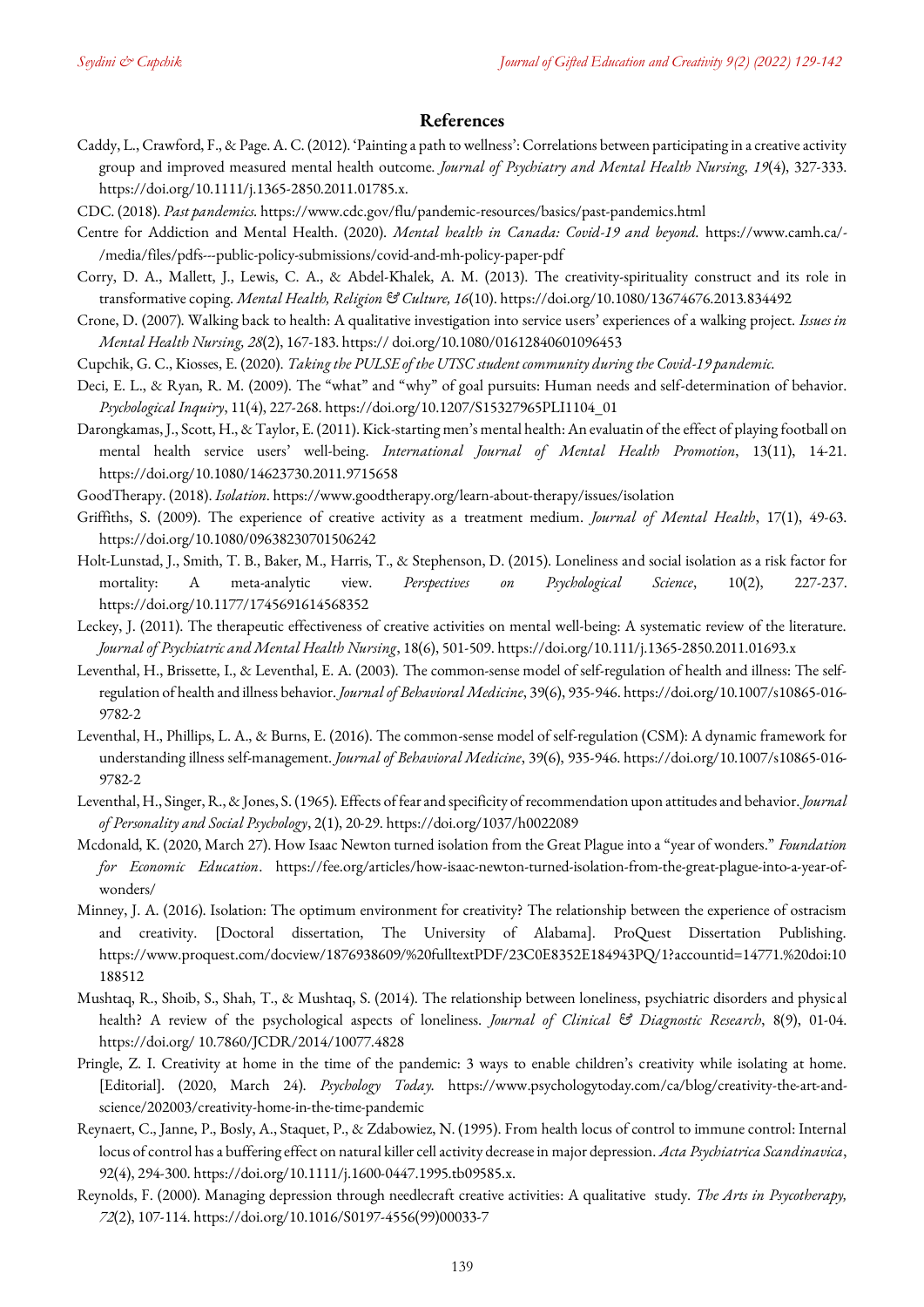## References

Caddy, L., Crawford, F., & Page. A. C. (2012). 'Painting a path to wellness': Correlations between participating in a creative activity group and improved measured mental health outcome. *Journal of Psychiatry and Mental Health Nursing, 19*(4), 327-333. https://doi.org/10.1111/j.1365-2850.2011.01785.x.

CDC. (2018). *Past pandemics*. https://www.cdc.gov/flu/pandemic-resources/basics/past-pandemics.html

Centre for Addiction and Mental Health. (2020). *Mental health in Canada: Covid-19 and beyond*. https://www.camh.ca/-/media/files/pdfs---public-policy-submissions/covid-and-mh-policy-paper-pdf

Corry, D. A., Mallett, J., Lewis, C. A., & Abdel-Khalek, A. M. (2013). The creativity-spirituality construct and its role in transformative coping. *Mental Health, Religion & Culture, 16*(10). https://doi.org/10.1080/13674676.2013.834492

Crone, D. (2007). Walking back to health: A qualitative investigation into service users' experiences of a walking project. *Issues in Mental Health Nursing, 28*(2), 167-183. https:// doi.org/10.1080/01612840601096453

Cupchik, G. C., Kiosses, E. (2020). *Taking the PULSE of the UTSC student community during the Covid-19 pandemic.*

Deci, E. L., & Ryan, R. M. (2009). The "what" and "why" of goal pursuits: Human needs and self-determination of behavior. *Psychological Inquiry*, 11(4), 227-268. https://doi.org/10.1207/S15327965PLI1104_01

Darongkamas, J., Scott, H., & Taylor, E. (2011). Kick-starting men's mental health: An evaluatin of the effect of playing football on mental health service users' well-being. *International Journal of Mental Health Promotion*, 13(11), 14-21. https://doi.org/10.1080/14623730.2011.9715658

GoodTherapy. (2018). *Isolation*. https://www.goodtherapy.org/learn-about-therapy/issues/isolation

Griffiths, S. (2009). The experience of creative activity as a treatment medium. *Journal of Mental Health*, 17(1), 49-63. https://doi.org/10.1080/09638230701506242

Holt-Lunstad, J., Smith, T. B., Baker, M., Harris, T., & Stephenson, D. (2015). Loneliness and social isolation as a risk factor for mortality: A meta-analytic view. *Perspectives on Psychological Science*, 10(2), 227-237. https://doi.org/10.1177/1745691614568352

Leckey, J. (2011). The therapeutic effectiveness of creative activities on mental well-being: A systematic review of the literature. *Journal of Psychiatric and Mental Health Nursing*, 18(6), 501-509. https://doi.org/10.111/j.1365-2850.2011.01693.x

Leventhal, H., Brissette, I., & Leventhal, E. A. (2003). The common-sense model of self-regulation of health and illness: The self-regulation of health and illness behavior. *Journal of Behavioral Medicine*, 39(6), 935-946. https://doi.org/10.1007/s10865-016-9782-2

Leventhal, H., Phillips, L. A., & Burns, E. (2016). The common-sense model of self-regulation (CSM): A dynamic framework for understanding illness self-management. *Journal of Behavioral Medicine*, 39(6), 935-946. https://doi.org/10.1007/s10865-016-9782-2

Leventhal, H., Singer, R., & Jones, S. (1965). Effects of fear and specificity of recommendation upon attitudes and behavior. *Journal of Personality and Social Psychology*, 2(1), 20-29. https://doi.org/1037/h0022089

Mcdonald, K. (2020, March 27). How Isaac Newton turned isolation from the Great Plague into a "year of wonders." *Foundation for Economic Education*. https://fee.org/articles/how-isaac-newton-turned-isolation-from-the-great-plague-into-a-year-of-wonders/

Minney, J. A. (2016). Isolation: The optimum environment for creativity? The relationship between the experience of ostracism and creativity. [Doctoral dissertation, The University of Alabama]. ProQuest Dissertation Publishing. https://www.proquest.com/docview/1876938609/%20fulltextPDF/23C0E8352E184943PQ/1?accountid=14771.%20doi:10188512

Mushtaq, R., Shoib, S., Shah, T., & Mushtaq, S. (2014). The relationship between loneliness, psychiatric disorders and physical health? A review of the psychological aspects of loneliness. *Journal of Clinical & Diagnostic Research*, 8(9), 01-04. https://doi.org/ 10.7860/JCDR/2014/10077.4828

Pringle, Z. I. Creativity at home in the time of the pandemic: 3 ways to enable children's creativity while isolating at home. [Editorial]. (2020, March 24). *Psychology Today*. https://www.psychologytoday.com/ca/blog/creativity-the-art-and-science/202003/creativity-home-in-the-time-pandemic

Reynaert, C., Janne, P., Bosly, A., Staquet, P., & Zdabowiez, N. (1995). From health locus of control to immune control: Internal locus of control has a buffering effect on natural killer cell activity decrease in major depression. *Acta Psychiatrica Scandinavica*, 92(4), 294-300. https://doi.org/10.1111/j.1600-0447.1995.tb09585.x.

Reynolds, F. (2000). Managing depression through needlecraft creative activities: A qualitative study. *The Arts in Psycotherapy, 72*(2), 107-114. https://doi.org/10.1016/S0197-4556(99)00033-7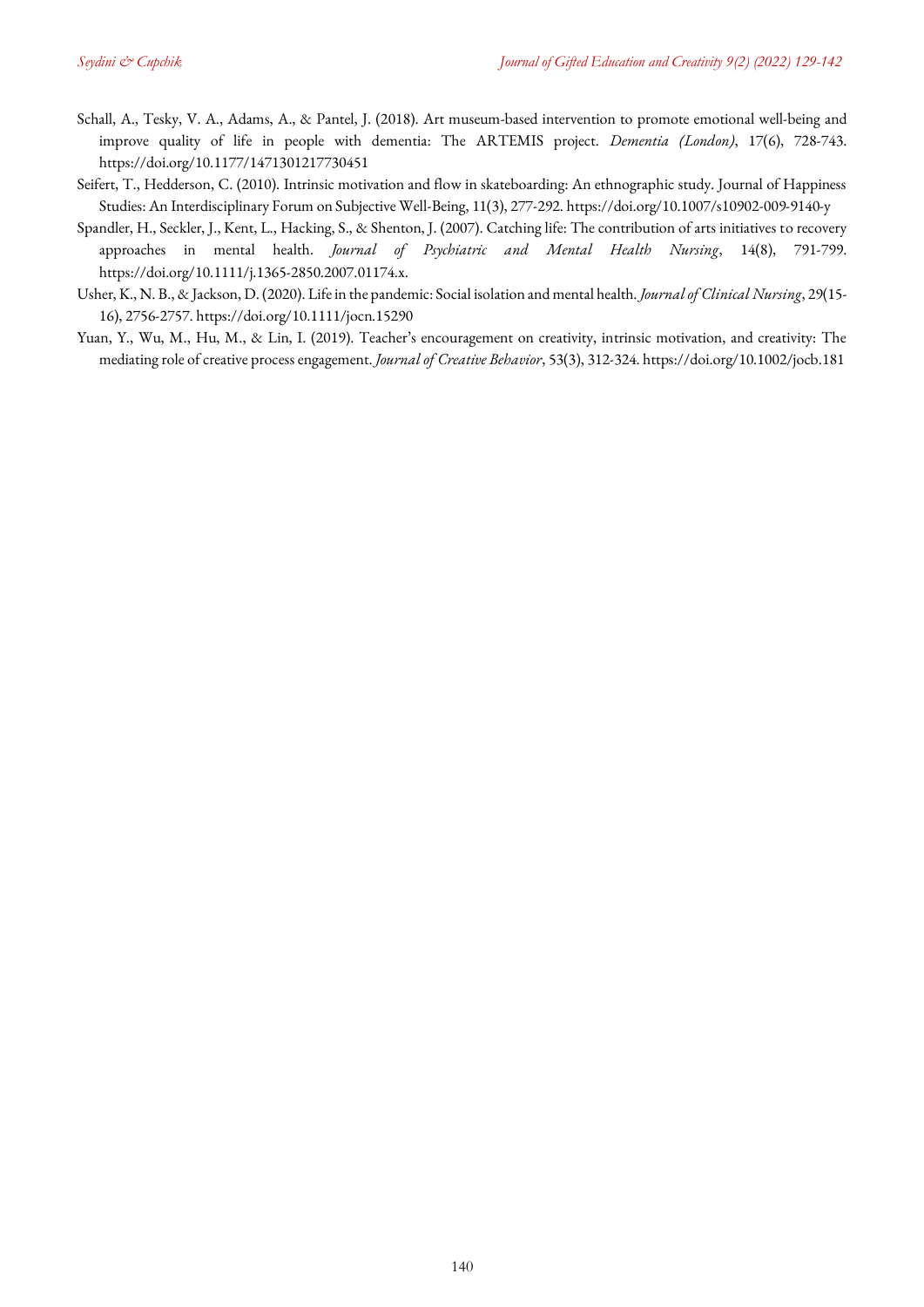Schall, A., Tesky, V. A., Adams, A., & Pantel, J. (2018). Art museum-based intervention to promote emotional well-being and improve quality of life in people with dementia: The ARTEMIS project. *Dementia (London)*, 17(6), 728-743. https://doi.org/10.1177/1471301217730451

Seifert, T., Hedderson, C. (2010). Intrinsic motivation and flow in skateboarding: An ethnographic study. Journal of Happiness Studies: An Interdisciplinary Forum on Subjective Well-Being, 11(3), 277-292. https://doi.org/10.1007/s10902-009-9140-y

Spandler, H., Seckler, J., Kent, L., Hacking, S., & Shenton, J. (2007). Catching life: The contribution of arts initiatives to recovery approaches in mental health. *Journal of Psychiatric and Mental Health Nursing*, 14(8), 791-799. https://doi.org/10.1111/j.1365-2850.2007.01174.x.

Usher, K., N. B., & Jackson, D. (2020). Life in the pandemic: Social isolation and mental health. *Journal of Clinical Nursing*, 29(15-16), 2756-2757. https://doi.org/10.1111/jocn.15290

Yuan, Y., Wu, M., Hu, M., & Lin, I. (2019). Teacher's encouragement on creativity, intrinsic motivation, and creativity: The mediating role of creative process engagement. *Journal of Creative Behavior*, 53(3), 312-324. https://doi.org/10.1002/jocb.181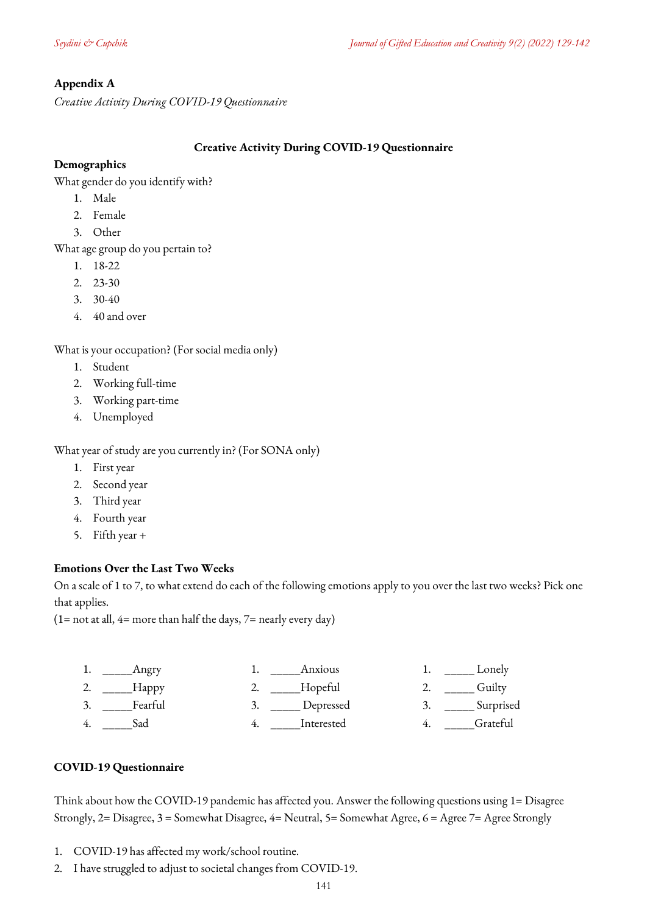**Appendix A**

*Creative Activity During COVID-19 Questionnaire*

**Creative Activity During COVID-19 Questionnaire**

**Demographics**

What gender do you identify with?

1. Male
2. Female
3. Other

What age group do you pertain to?

1. 18-22
2. 23-30
3. 30-40
4. 40 and over

What is your occupation? (For social media only)

1. Student
2. Working full-time
3. Working part-time
4. Unemployed

What year of study are you currently in? (For SONA only)

1. First year
2. Second year
3. Third year
4. Fourth year
5. Fifth year +

**Emotions Over the Last Two Weeks**

On a scale of 1 to 7, to what extend do each of the following emotions apply to you over the last two weeks? Pick one that applies.

(1= not at all, 4= more than half the days, 7= nearly every day)

1. _____Angry
2. _____Happy
3. _____Fearful
4. _____Sad

1. _____Anxious
2. _____Hopeful
3. _____ Depressed
4. _____Interested

1. _____ Lonely
2. _____ Guilty
3. _____ Surprised
4. _____Grateful

**COVID-19 Questionnaire**

Think about how the COVID-19 pandemic has affected you. Answer the following questions using 1= Disagree Strongly, 2= Disagree, 3 = Somewhat Disagree, 4= Neutral, 5= Somewhat Agree, 6 = Agree 7= Agree Strongly

1. COVID-19 has affected my work/school routine.
2. I have struggled to adjust to societal changes from COVID-19.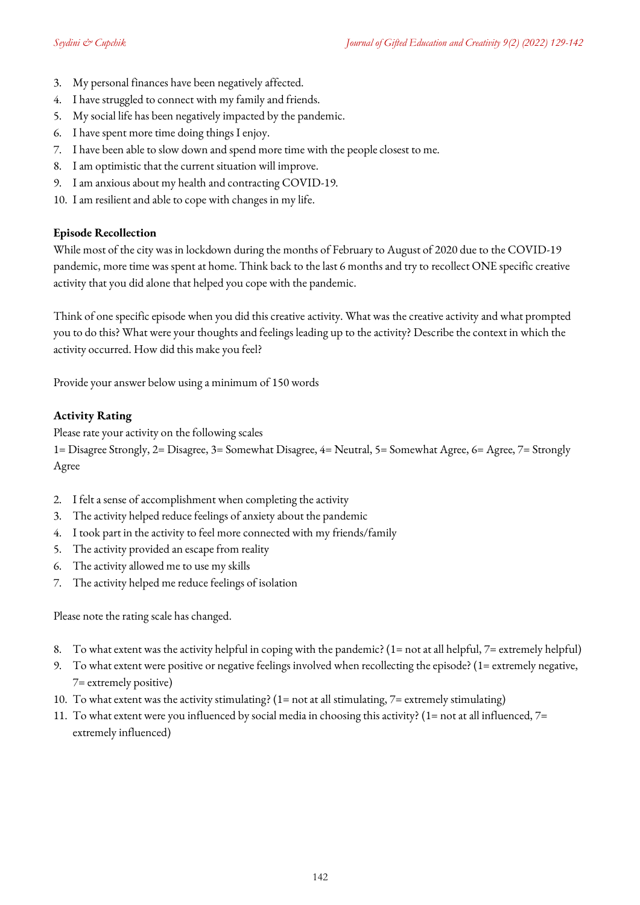3. My personal finances have been negatively affected.
4. I have struggled to connect with my family and friends.
5. My social life has been negatively impacted by the pandemic.
6. I have spent more time doing things I enjoy.
7. I have been able to slow down and spend more time with the people closest to me.
8. I am optimistic that the current situation will improve.
9. I am anxious about my health and contracting COVID-19.
10. I am resilient and able to cope with changes in my life.

**Episode Recollection**

While most of the city was in lockdown during the months of February to August of 2020 due to the COVID-19 pandemic, more time was spent at home. Think back to the last 6 months and try to recollect ONE specific creative activity that you did alone that helped you cope with the pandemic.

Think of one specific episode when you did this creative activity. What was the creative activity and what prompted you to do this? What were your thoughts and feelings leading up to the activity? Describe the context in which the activity occurred. How did this make you feel?

Provide your answer below using a minimum of 150 words

**Activity Rating**

Please rate your activity on the following scales

1= Disagree Strongly, 2= Disagree, 3= Somewhat Disagree, 4= Neutral, 5= Somewhat Agree, 6= Agree, 7= Strongly Agree

2. I felt a sense of accomplishment when completing the activity
3. The activity helped reduce feelings of anxiety about the pandemic
4. I took part in the activity to feel more connected with my friends/family
5. The activity provided an escape from reality
6. The activity allowed me to use my skills
7. The activity helped me reduce feelings of isolation

Please note the rating scale has changed.

8. To what extent was the activity helpful in coping with the pandemic? (1= not at all helpful, 7= extremely helpful)
9. To what extent were positive or negative feelings involved when recollecting the episode? (1= extremely negative, 7= extremely positive)
10. To what extent was the activity stimulating? (1= not at all stimulating, 7= extremely stimulating)
11. To what extent were you influenced by social media in choosing this activity? (1= not at all influenced, 7= extremely influenced)